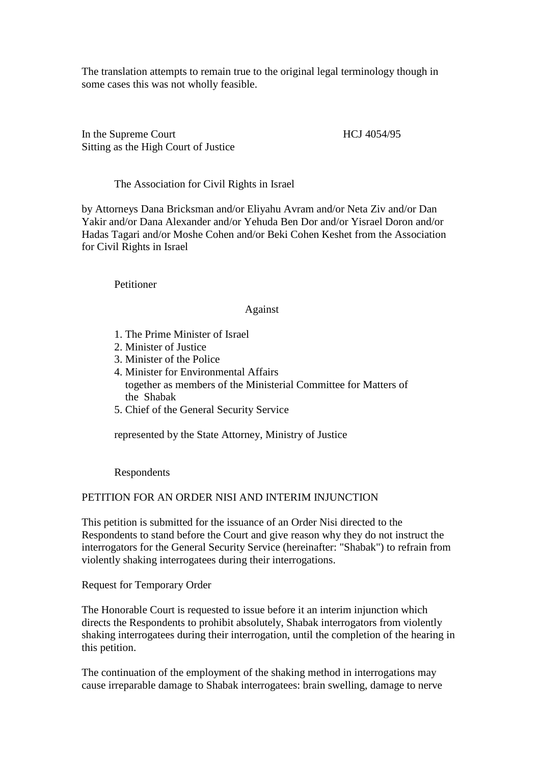The translation attempts to remain true to the original legal terminology though in some cases this was not wholly feasible.

In the Supreme Court HCJ 4054/95
Sitting as the High Court of Justice

The Association for Civil Rights in Israel

by Attorneys Dana Bricksman and/or Eliyahu Avram and/or Neta Ziv and/or Dan Yakir and/or Dana Alexander and/or Yehuda Ben Dor and/or Yisrael Doron and/or Hadas Tagari and/or Moshe Cohen and/or Beki Cohen Keshet from the Association for Civil Rights in Israel

Petitioner

Against

1. The Prime Minister of Israel
2. Minister of Justice
3. Minister of the Police
4. Minister for Environmental Affairs
   together as members of the Ministerial Committee for Matters of the Shabak
5. Chief of the General Security Service

represented by the State Attorney, Ministry of Justice

Respondents

PETITION FOR AN ORDER NISI AND INTERIM INJUNCTION

This petition is submitted for the issuance of an Order Nisi directed to the Respondents to stand before the Court and give reason why they do not instruct the interrogators for the General Security Service (hereinafter: "Shabak") to refrain from violently shaking interrogatees during their interrogations.

Request for Temporary Order

The Honorable Court is requested to issue before it an interim injunction which directs the Respondents to prohibit absolutely, Shabak interrogators from violently shaking interrogatees during their interrogation, until the completion of the hearing in this petition.

The continuation of the employment of the shaking method in interrogations may cause irreparable damage to Shabak interrogatees: brain swelling, damage to nerve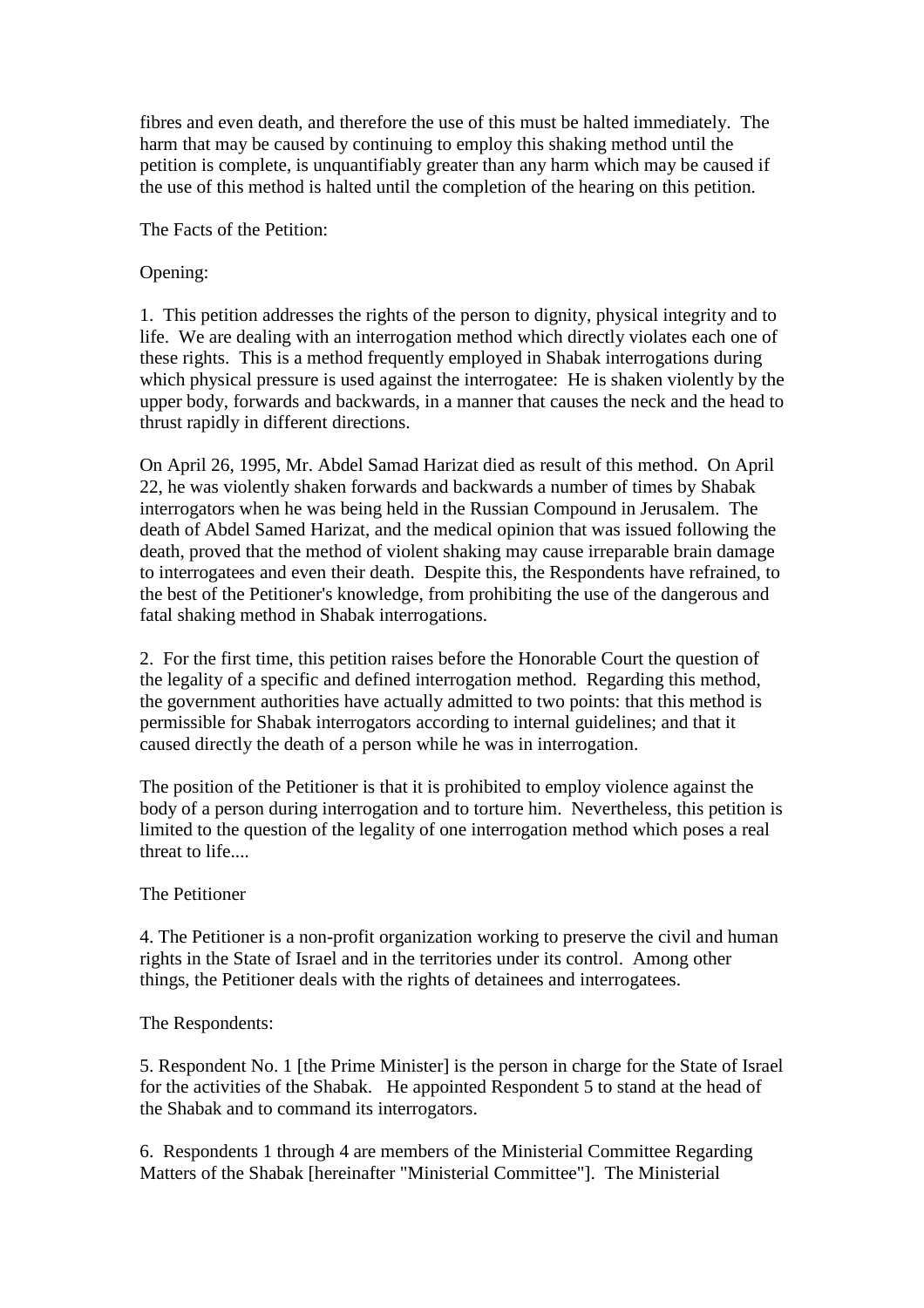fibres and even death, and therefore the use of this must be halted immediately. The harm that may be caused by continuing to employ this shaking method until the petition is complete, is unquantifiably greater than any harm which may be caused if the use of this method is halted until the completion of the hearing on this petition.

The Facts of the Petition:

Opening:

1. This petition addresses the rights of the person to dignity, physical integrity and to life. We are dealing with an interrogation method which directly violates each one of these rights. This is a method frequently employed in Shabak interrogations during which physical pressure is used against the interrogatee: He is shaken violently by the upper body, forwards and backwards, in a manner that causes the neck and the head to thrust rapidly in different directions.

On April 26, 1995, Mr. Abdel Samad Harizat died as result of this method. On April 22, he was violently shaken forwards and backwards a number of times by Shabak interrogators when he was being held in the Russian Compound in Jerusalem. The death of Abdel Samed Harizat, and the medical opinion that was issued following the death, proved that the method of violent shaking may cause irreparable brain damage to interrogatees and even their death. Despite this, the Respondents have refrained, to the best of the Petitioner's knowledge, from prohibiting the use of the dangerous and fatal shaking method in Shabak interrogations.

2. For the first time, this petition raises before the Honorable Court the question of the legality of a specific and defined interrogation method. Regarding this method, the government authorities have actually admitted to two points: that this method is permissible for Shabak interrogators according to internal guidelines; and that it caused directly the death of a person while he was in interrogation.

The position of the Petitioner is that it is prohibited to employ violence against the body of a person during interrogation and to torture him. Nevertheless, this petition is limited to the question of the legality of one interrogation method which poses a real threat to life....

The Petitioner

4. The Petitioner is a non-profit organization working to preserve the civil and human rights in the State of Israel and in the territories under its control. Among other things, the Petitioner deals with the rights of detainees and interrogatees.

The Respondents:

5. Respondent No. 1 [the Prime Minister] is the person in charge for the State of Israel for the activities of the Shabak. He appointed Respondent 5 to stand at the head of the Shabak and to command its interrogators.

6. Respondents 1 through 4 are members of the Ministerial Committee Regarding Matters of the Shabak [hereinafter "Ministerial Committee"]. The Ministerial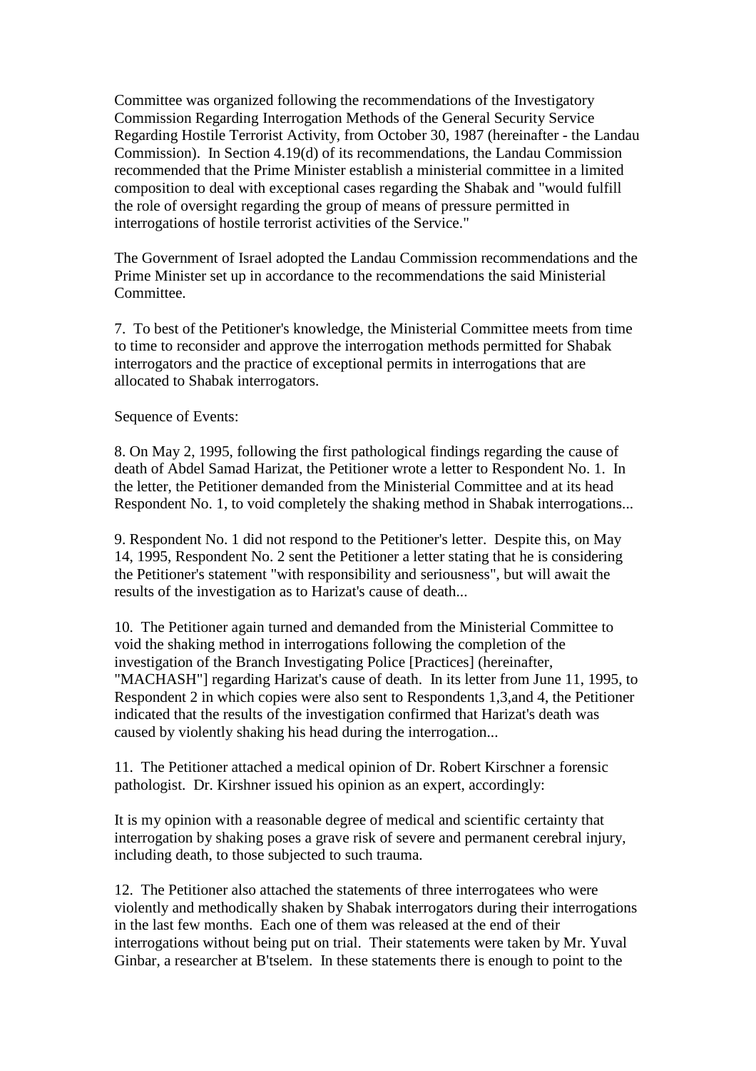Committee was organized following the recommendations of the Investigatory Commission Regarding Interrogation Methods of the General Security Service Regarding Hostile Terrorist Activity, from October 30, 1987 (hereinafter - the Landau Commission). In Section 4.19(d) of its recommendations, the Landau Commission recommended that the Prime Minister establish a ministerial committee in a limited composition to deal with exceptional cases regarding the Shabak and "would fulfill the role of oversight regarding the group of means of pressure permitted in interrogations of hostile terrorist activities of the Service."

The Government of Israel adopted the Landau Commission recommendations and the Prime Minister set up in accordance to the recommendations the said Ministerial Committee.

7. To best of the Petitioner's knowledge, the Ministerial Committee meets from time to time to reconsider and approve the interrogation methods permitted for Shabak interrogators and the practice of exceptional permits in interrogations that are allocated to Shabak interrogators.

Sequence of Events:

8. On May 2, 1995, following the first pathological findings regarding the cause of death of Abdel Samad Harizat, the Petitioner wrote a letter to Respondent No. 1. In the letter, the Petitioner demanded from the Ministerial Committee and at its head Respondent No. 1, to void completely the shaking method in Shabak interrogations...

9. Respondent No. 1 did not respond to the Petitioner's letter. Despite this, on May 14, 1995, Respondent No. 2 sent the Petitioner a letter stating that he is considering the Petitioner's statement "with responsibility and seriousness", but will await the results of the investigation as to Harizat's cause of death...

10. The Petitioner again turned and demanded from the Ministerial Committee to void the shaking method in interrogations following the completion of the investigation of the Branch Investigating Police [Practices] (hereinafter, "MACHASH"] regarding Harizat's cause of death. In its letter from June 11, 1995, to Respondent 2 in which copies were also sent to Respondents 1,3,and 4, the Petitioner indicated that the results of the investigation confirmed that Harizat's death was caused by violently shaking his head during the interrogation...

11. The Petitioner attached a medical opinion of Dr. Robert Kirschner a forensic pathologist. Dr. Kirshner issued his opinion as an expert, accordingly:

It is my opinion with a reasonable degree of medical and scientific certainty that interrogation by shaking poses a grave risk of severe and permanent cerebral injury, including death, to those subjected to such trauma.

12. The Petitioner also attached the statements of three interrogatees who were violently and methodically shaken by Shabak interrogators during their interrogations in the last few months. Each one of them was released at the end of their interrogations without being put on trial. Their statements were taken by Mr. Yuval Ginbar, a researcher at B'tselem. In these statements there is enough to point to the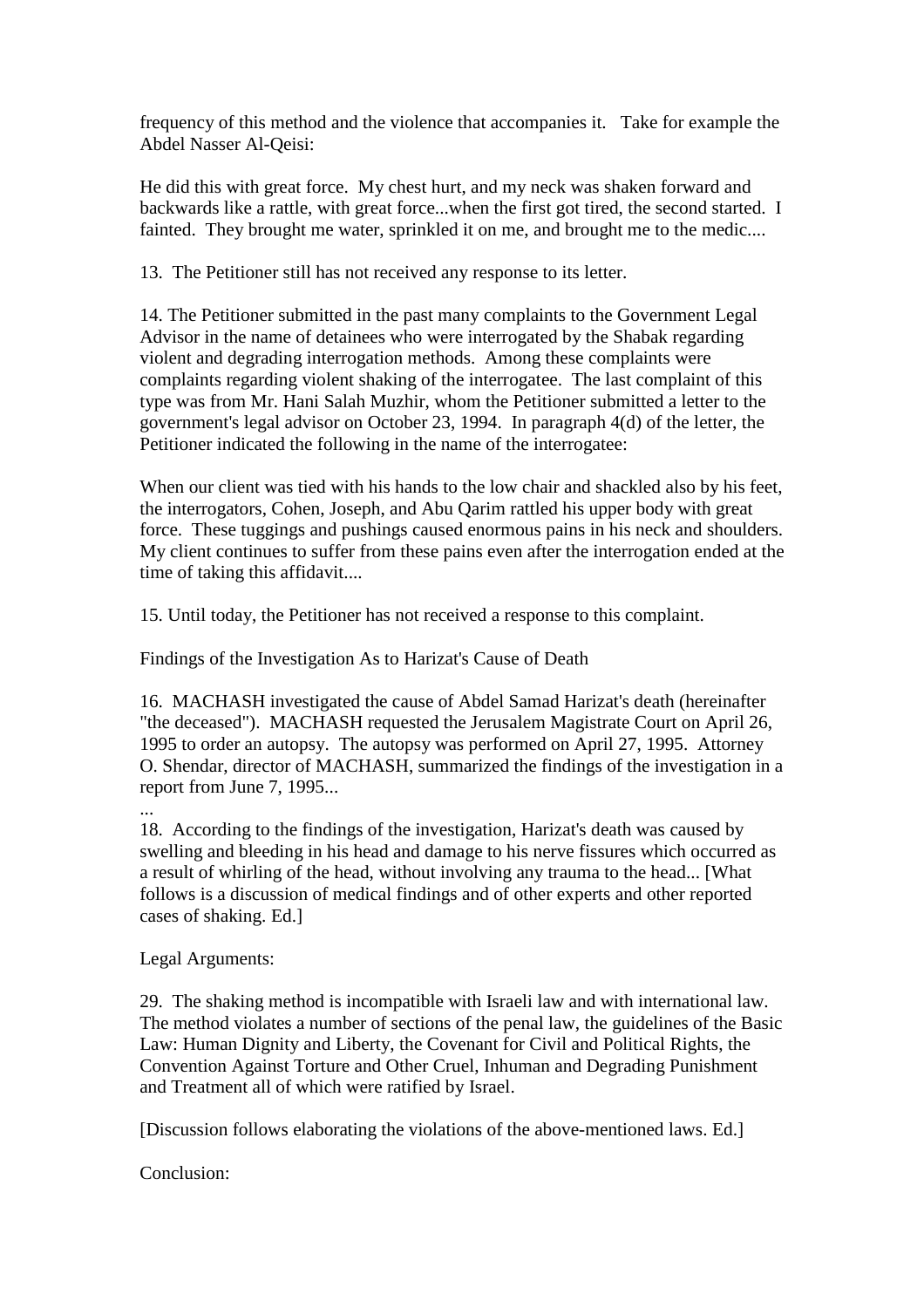frequency of this method and the violence that accompanies it. Take for example the Abdel Nasser Al-Qeisi:

He did this with great force. My chest hurt, and my neck was shaken forward and backwards like a rattle, with great force...when the first got tired, the second started. I fainted. They brought me water, sprinkled it on me, and brought me to the medic....

13. The Petitioner still has not received any response to its letter.

14. The Petitioner submitted in the past many complaints to the Government Legal Advisor in the name of detainees who were interrogated by the Shabak regarding violent and degrading interrogation methods. Among these complaints were complaints regarding violent shaking of the interrogatee. The last complaint of this type was from Mr. Hani Salah Muzhir, whom the Petitioner submitted a letter to the government's legal advisor on October 23, 1994. In paragraph 4(d) of the letter, the Petitioner indicated the following in the name of the interrogatee:

When our client was tied with his hands to the low chair and shackled also by his feet, the interrogators, Cohen, Joseph, and Abu Qarim rattled his upper body with great force. These tuggings and pushings caused enormous pains in his neck and shoulders. My client continues to suffer from these pains even after the interrogation ended at the time of taking this affidavit....

15. Until today, the Petitioner has not received a response to this complaint.

Findings of the Investigation As to Harizat's Cause of Death

16. MACHASH investigated the cause of Abdel Samad Harizat's death (hereinafter "the deceased"). MACHASH requested the Jerusalem Magistrate Court on April 26, 1995 to order an autopsy. The autopsy was performed on April 27, 1995. Attorney O. Shendar, director of MACHASH, summarized the findings of the investigation in a report from June 7, 1995...

...

18. According to the findings of the investigation, Harizat's death was caused by swelling and bleeding in his head and damage to his nerve fissures which occurred as a result of whirling of the head, without involving any trauma to the head... [What follows is a discussion of medical findings and of other experts and other reported cases of shaking. Ed.]

Legal Arguments:

29. The shaking method is incompatible with Israeli law and with international law. The method violates a number of sections of the penal law, the guidelines of the Basic Law: Human Dignity and Liberty, the Covenant for Civil and Political Rights, the Convention Against Torture and Other Cruel, Inhuman and Degrading Punishment and Treatment all of which were ratified by Israel.

[Discussion follows elaborating the violations of the above-mentioned laws. Ed.]

Conclusion: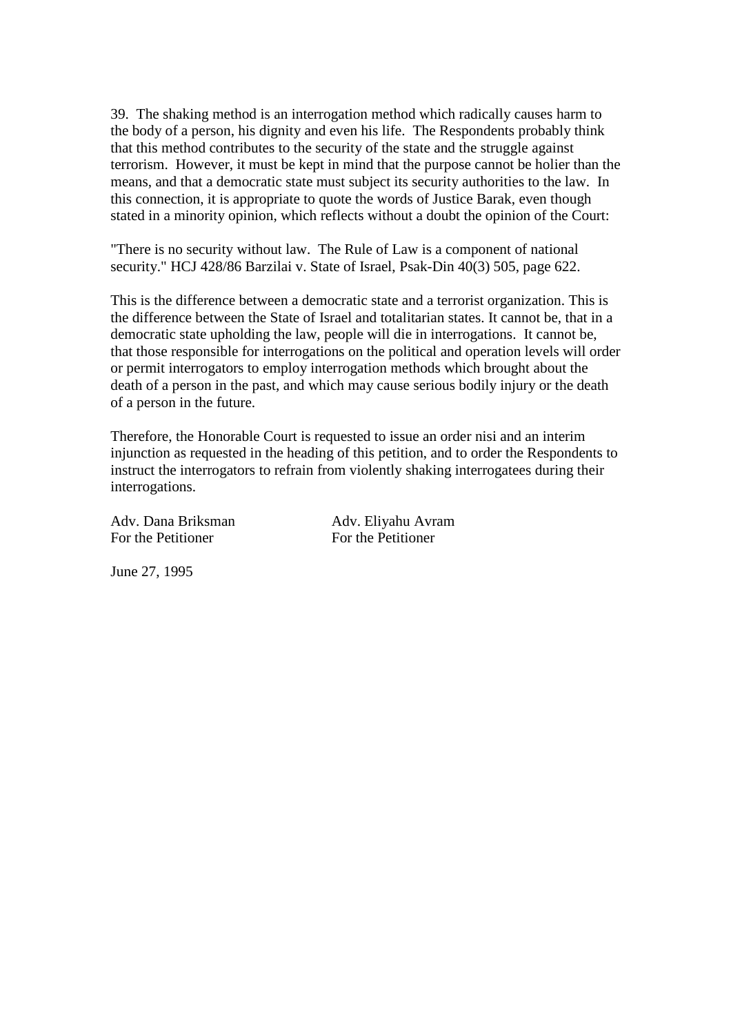39. The shaking method is an interrogation method which radically causes harm to the body of a person, his dignity and even his life. The Respondents probably think that this method contributes to the security of the state and the struggle against terrorism. However, it must be kept in mind that the purpose cannot be holier than the means, and that a democratic state must subject its security authorities to the law. In this connection, it is appropriate to quote the words of Justice Barak, even though stated in a minority opinion, which reflects without a doubt the opinion of the Court:

"There is no security without law. The Rule of Law is a component of national security." HCJ 428/86 Barzilai v. State of Israel, Psak-Din 40(3) 505, page 622.

This is the difference between a democratic state and a terrorist organization. This is the difference between the State of Israel and totalitarian states. It cannot be, that in a democratic state upholding the law, people will die in interrogations. It cannot be, that those responsible for interrogations on the political and operation levels will order or permit interrogators to employ interrogation methods which brought about the death of a person in the past, and which may cause serious bodily injury or the death of a person in the future.

Therefore, the Honorable Court is requested to issue an order nisi and an interim injunction as requested in the heading of this petition, and to order the Respondents to instruct the interrogators to refrain from violently shaking interrogatees during their interrogations.

Adv. Dana Briksman
For the Petitioner

Adv. Eliyahu Avram
For the Petitioner

June 27, 1995